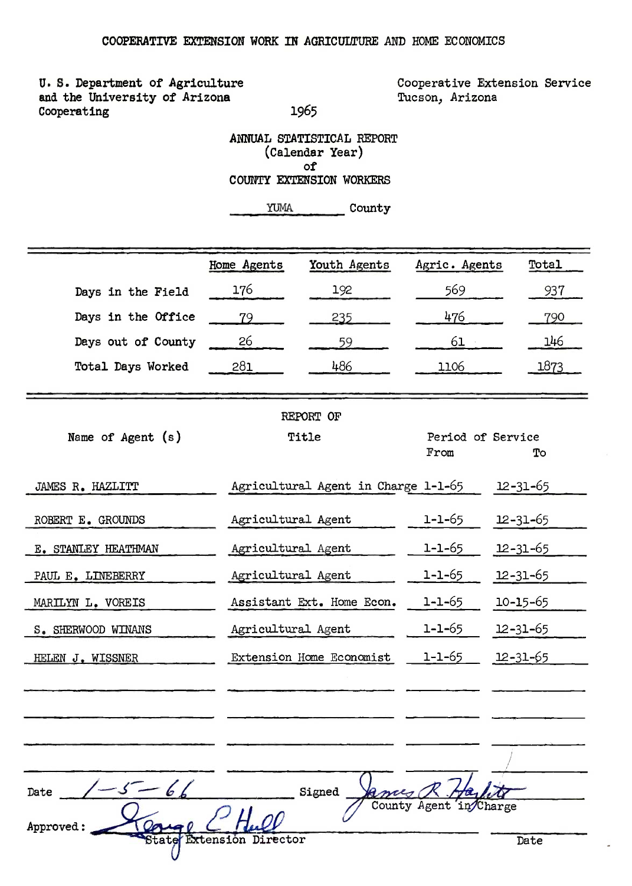COOPERATIVE EXTENSION WORK IN AGRICULTURE AND HOME ECONOMICS

U. S. Department of Agriculture
and the University of Arizona
Cooperating

Cooperative Extension Service
Tucson, Arizona

1965

# ANNUAL STATISTICAL REPORT
(Calendar Year)
of
COUNTY EXTENSION WORKERS

YUMA County

| | Home Agents | Youth Agents | Agric. Agents | Total |
|---|---|---|---|---|
| Days in the Field | 176 | 192 | 569 | 937 |
| Days in the Office | 79 | 235 | 476 | 790 |
| Days out of County | 26 | 59 | 61 | 146 |
| Total Days Worked | 281 | 486 | 1106 | 1873 |

REPORT OF

| Name of Agent (s) | Title | Period of Service From | To |
|---|---|---|---|
| JAMES R. HAZLITT | Agricultural Agent in Charge | 1-1-65 | 12-31-65 |
| ROBERT E. GROUNDS | Agricultural Agent | 1-1-65 | 12-31-65 |
| E. STANLEY HEATHMAN | Agricultural Agent | 1-1-65 | 12-31-65 |
| PAUL E. LINEBERRY | Agricultural Agent | 1-1-65 | 12-31-65 |
| MARILYN L. VOREIS | Assistant Ext. Home Econ. | 1-1-65 | 10-15-65 |
| S. SHERWOOD WINANS | Agricultural Agent | 1-1-65 | 12-31-65 |
| HELEN J. WISSNER | Extension Home Economist | 1-1-65 | 12-31-65 |

Date 1-5-66

Signed James R Hazlitt
County Agent in Charge

Approved: George E Hull
State Extension Director

Date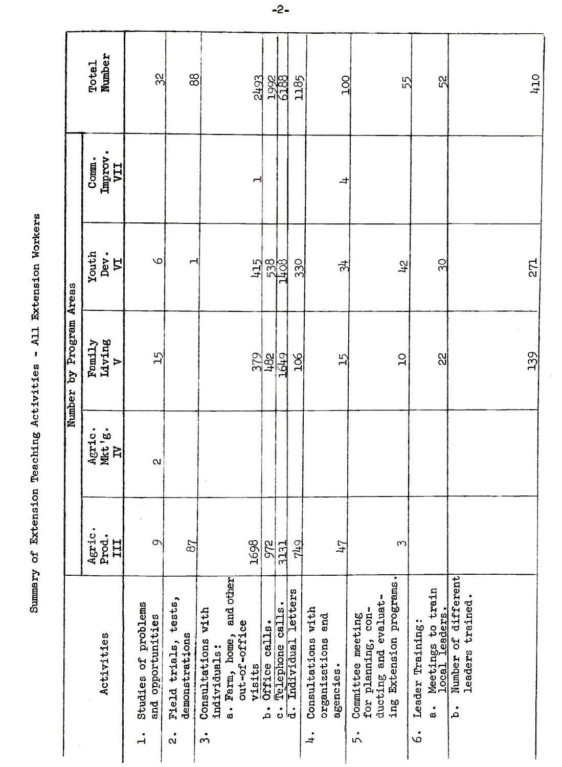# Summary of Extension Teaching Activities - All Extension Workers

| Activities | Number by Program Areas | | | | | Total Number |
|---|---|---|---|---|---|---|
| | Agric. Prod. III | Agric. Mkt'g. IV | Family Living V | Youth Dev. VI | Comm. Improv. VII | |
| 1. Studies of problems and opportunities | 9 | 2 | 15 | 6 | | 32 |
| 2. Field trials, tests, demonstrations | 87 | | | 1 | | 88 |
| 3. Consultations with individuals: | | | | | | |
| a. Farm, home, and other out-of-office visits | 1698 | | 379 | 415 | 1 | 2493 |
| b. Office calls. | 972 | | 482 | 538 | | 1992 |
| c. Telephone calls. | 3131 | | 1649 | 1408 | | 6188 |
| d. Individual letters | 749 | | 106 | 330 | | 1185 |
| 4. Consultations with organizations and agencies. | 47 | | 15 | 34 | 4 | 100 |
| 5. Committee meeting for planning, conducting and evaluating Extension programs. | 3 | | 10 | 42 | | 55 |
| 6. Leader Training: | | | | | | |
| a. Meetings to train local leaders. | | | 22 | 30 | | 52 |
| b. Number of different leaders trained. | | | 139 | 271 | | 410 |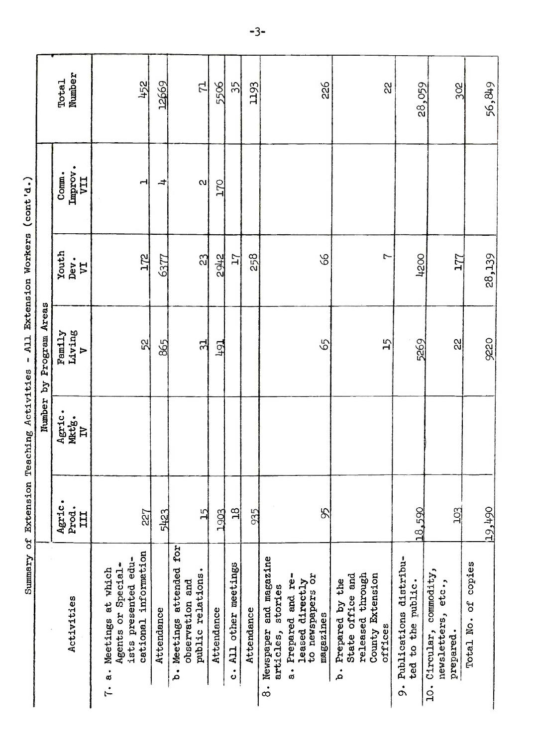Summary of Extension Teaching Activities - All Extension Workers (cont'd.)

| Activities | Number by Program Areas | | | | | Total Number |
|---|---|---|---|---|---|---|
| | Agric. Prod. III | Agric. Mktg. IV | Family Living V | Youth Dev. VI | Comm. Improv. VII | |
| 7. a. Meetings at which Agents or Specialists presented educational information | 227 | | 52 | 172 | 1 | 452 |
| Attendance | 5423 | | 865 | 6377 | 4 | 12669 |
| b. Meetings attended for observation and public relations. | 15 | | 31 | 23 | 2 | 71 |
| Attendance | 1903 | | 491 | 2942 | 170 | 5506 |
| c. All other meetings | 18 | | | 17 | | 35 |
| Attendance | 935 | | | 258 | | 1193 |
| 8. Newspaper and magazine articles, stories<br>a. Prepared and released directly to newspapers or magazines | 95 | | 65 | 66 | | 226 |
| b. Prepared by the State office and released through County Extension offices | | | 15 | 7 | | 22 |
| 9. Publications distributed to the public. | 18,590 | | 5269 | 4200 | | 28,059 |
| 10. Circular, commodity, newsletters, etc., prepared. | 103 | | 22 | 177 | | 302 |
| Total No. of copies | 19,490 | | 9220 | 28,139 | | 56,849 |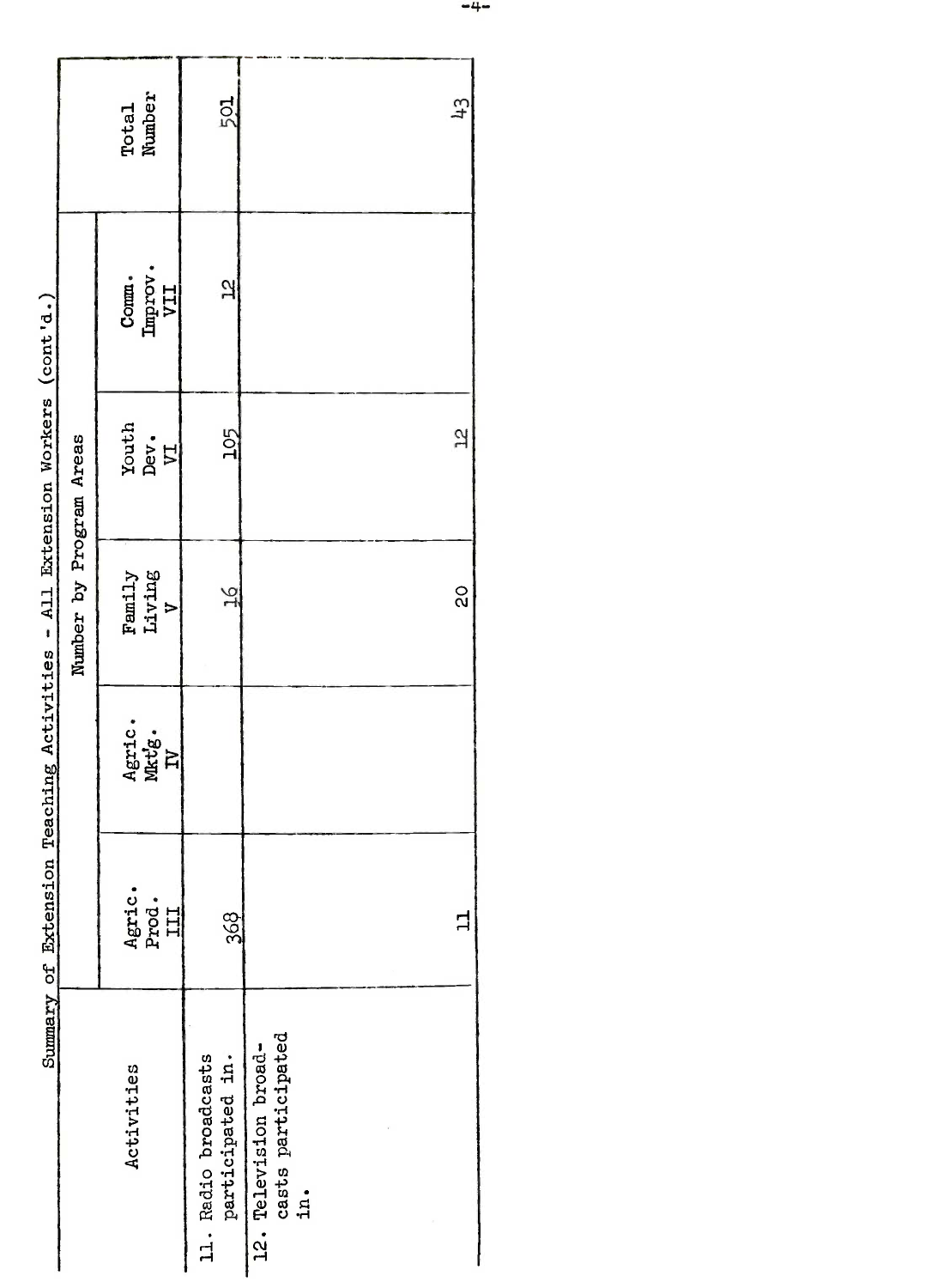Summary of Extension Teaching Activities - All Extension Workers (cont'd.)

| Activities | Number by Program Areas | | | | | Total Number |
|---|---|---|---|---|---|---|
| | Agric. Prod. III | Agric. Mkt'g. IV | Family Living V | Youth Dev. VI | Comm. Improv. VII | |
| 11. Radio broadcasts participated in. | 368 | | 16 | 105 | 12 | 501 |
| 12. Television broadcasts participated in. | 11 | | 20 | 12 | | 43 |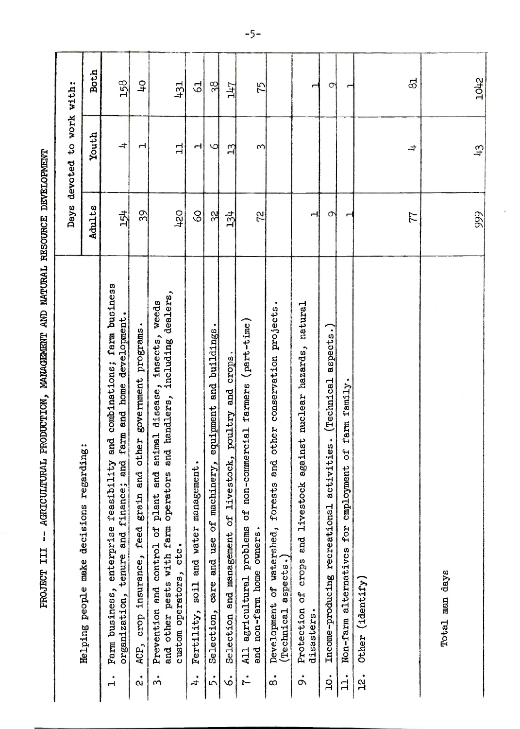# PROJECT III -- AGRICULTURAL PRODUCTION, MANAGEMENT AND NATURAL RESOURCE DEVELOPMENT

| Helping people make decisions regarding: | Days devoted to work with: | | |
|---|---|---|---|
| | Adults | Youth | Both |
| 1. Farm business, enterprise feasibility and combinations; farm business organization, tenure and finance; and farm and home development. | 154 | 4 | 158 |
| 2. ACP, crop insurance, feed grain and other government programs. | 39 | 1 | 40 |
| 3. Prevention and control of plant and animal disease, insects, weeds and other pests with farm operators and handlers, including dealers, custom operators, etc. | 420 | 11 | 431 |
| 4. Fertility, soil and water management. | 60 | 1 | 61 |
| 5. Selection, care and use of machinery, equipment and buildings. | 32 | 6 | 38 |
| 6. Selection and management of livestock, poultry and crops. | 134 | 13 | 147 |
| 7. All agricultural problems of non-commercial farmers (part-time) and non-farm home owners. | 72 | 3 | 75 |
| 8. Development of watershed, forests and other conservation projects. (Technical aspects.) | | | |
| 9. Protection of crops and livestock against nuclear hazards, natural disasters. | 1 | | 1 |
| 10. Income-producing recreational activities. (Technical aspects.) | 9 | | 9 |
| 11. Non-farm alternatives for employment of farm family. | 1 | | 1 |
| 12. Other (identify) | 77 | 4 | 81 |
| Total man days | 999 | 43 | 1042 |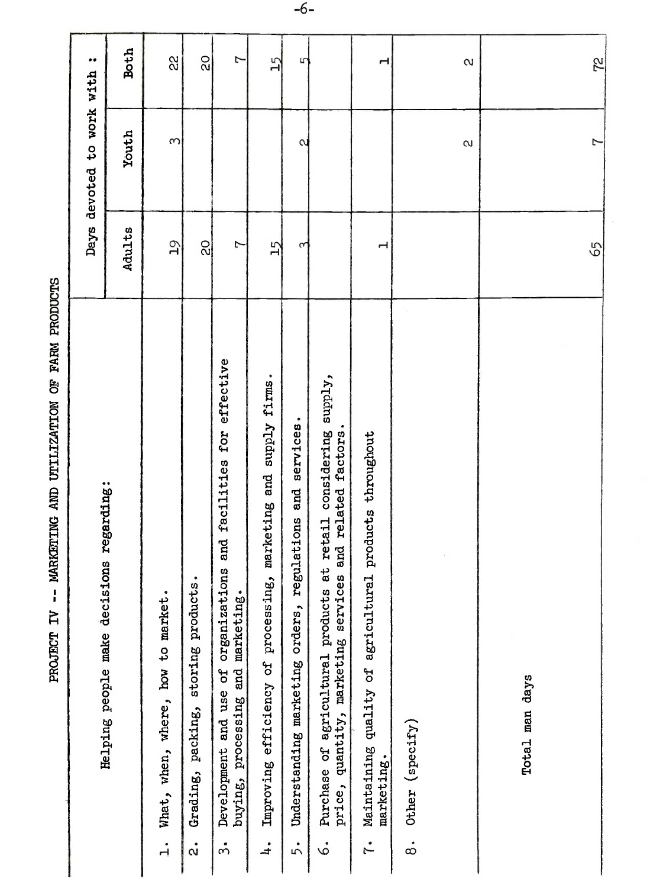# PROJECT IV -- MARKETING AND UTILIZATION OF FARM PRODUCTS

| Helping people make decisions regarding: | Days devoted to work with : | | |
|---|---|---|---|
| | Adults | Youth | Both |
| 1. What, when, where, how to market. | 19 | 3 | 22 |
| 2. Grading, packing, storing products. | 20 | | 20 |
| 3. Development and use of organizations and facilities for effective buying, processing and marketing. | 7 | | 7 |
| 4. Improving efficiency of processing, marketing and supply firms. | 15 | | 15 |
| 5. Understanding marketing orders, regulations and services. | 3 | 2 | 5 |
| 6. Purchase of agricultural products at retail considering supply, price, quantity, marketing services and related factors. | | | |
| 7. Maintaining quality of agricultural products throughout marketing. | 1 | | 1 |
| 8. Other (specify) | | 2 | 2 |
| Total man days | 65 | 7 | 72 |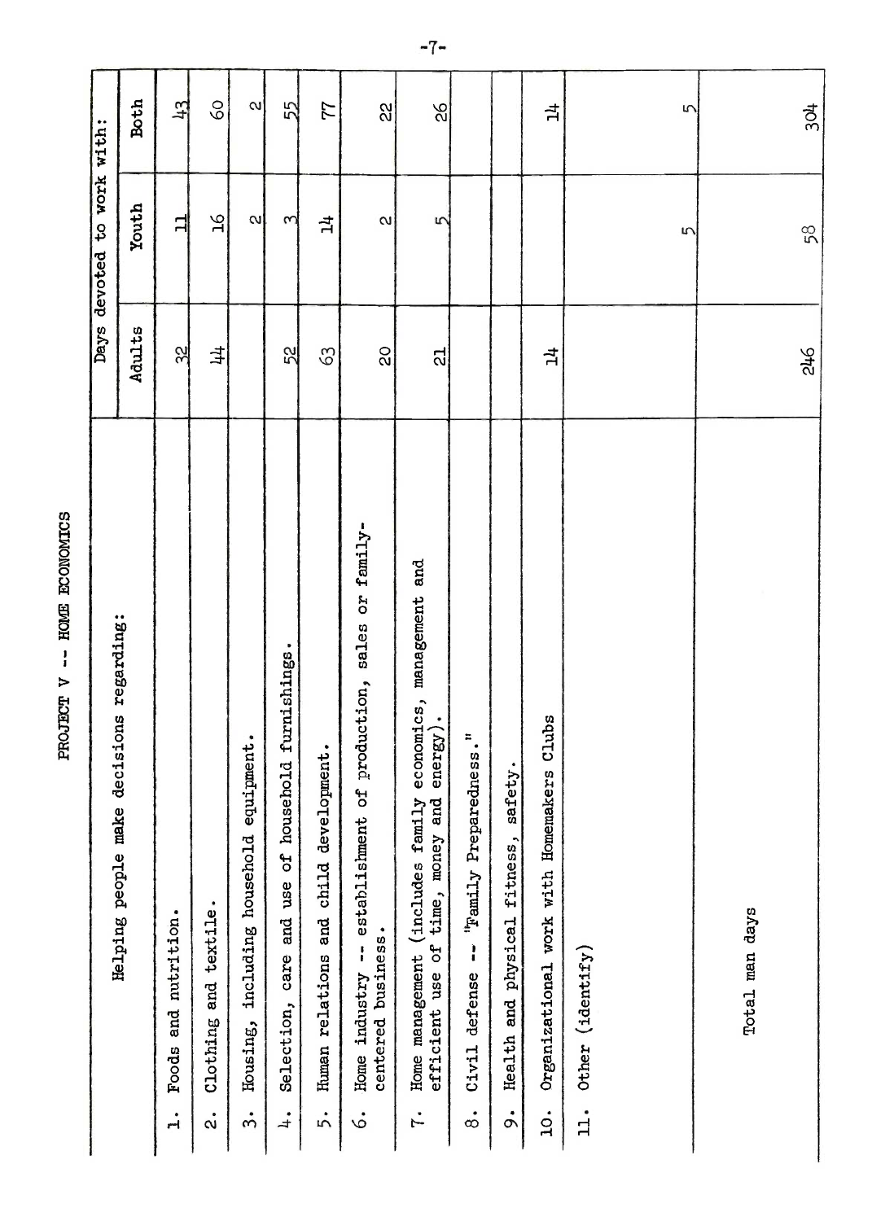# PROJECT V -- HOME ECONOMICS

| Helping people make decisions regarding: | Days devoted to work with: | | |
|---|---|---|---|
| | Adults | Youth | Both |
| 1. Foods and nutrition. | 32 | 11 | 43 |
| 2. Clothing and textile. | 44 | 16 | 60 |
| 3. Housing, including household equipment. | | 2 | 2 |
| 4. Selection, care and use of household furnishings. | 52 | 3 | 55 |
| 5. Human relations and child development. | 63 | 14 | 77 |
| 6. Home industry -- establishment of production, sales or family-centered business. | 20 | 2 | 22 |
| 7. Home management (includes family economics, management and efficient use of time, money and energy). | 21 | 5 | 26 |
| 8. Civil defense -- "Family Preparedness." | | | |
| 9. Health and physical fitness, safety. | | | |
| 10. Organizational work with Homemakers Clubs | 14 | | 14 |
| 11. Other (identify) | | 5 | 5 |
| Total man days | 246 | 58 | 304 |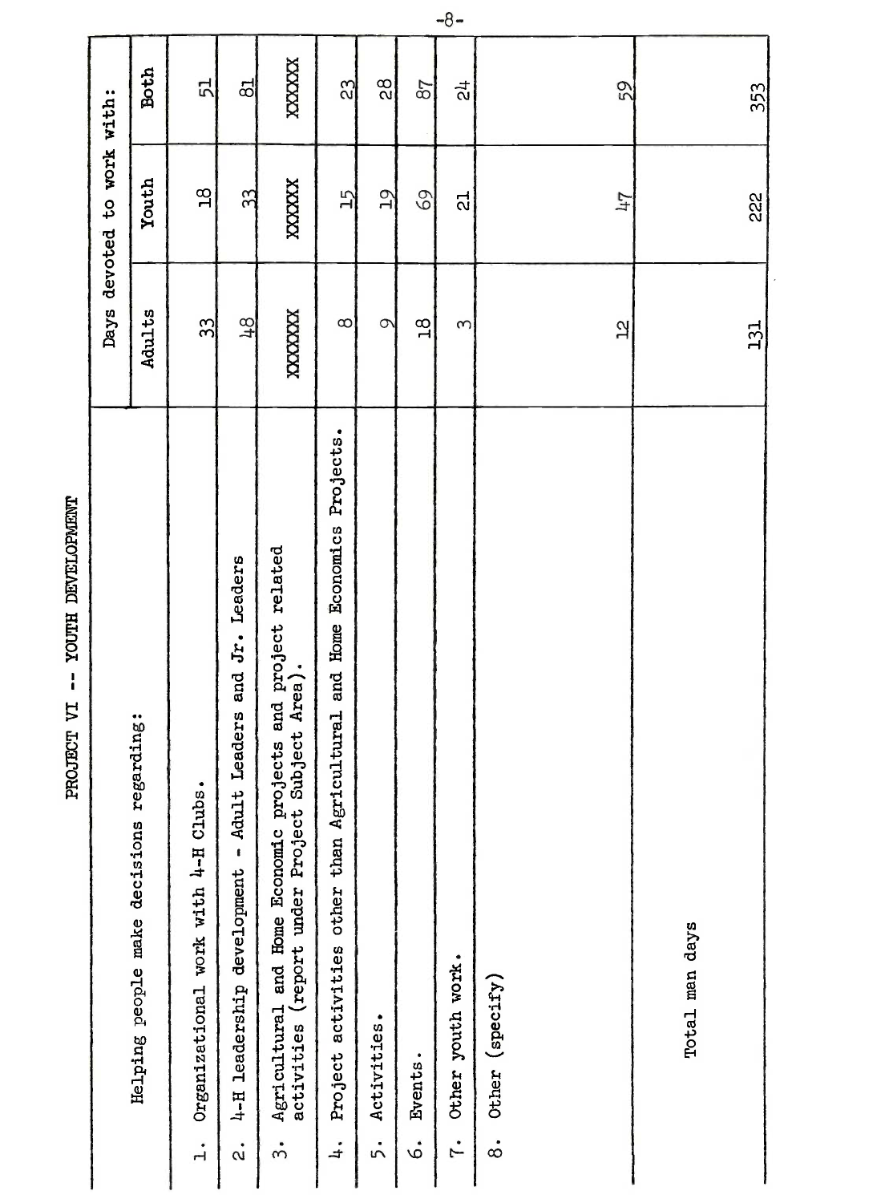# PROJECT VI -- YOUTH DEVELOPMENT

| Helping people make decisions regarding: | Days devoted to work with: | | |
|---|---|---|---|
| | Adults | Youth | Both |
| 1. Organizational work with 4-H Clubs. | 33 | 18 | 51 |
| 2. 4-H leadership development - Adult Leaders and Jr. Leaders | 48 | 33 | 81 |
| 3. Agricultural and Home Economic projects and project related activities (report under Project Subject Area). | XXXXXX | XXXXX | XXXXX |
| 4. Project activities other than Agricultural and Home Economics Projects. | 8 | 15 | 23 |
| 5. Activities. | 9 | 19 | 28 |
| 6. Events. | 18 | 69 | 87 |
| 7. Other youth work. | 3 | 21 | 24 |
| 8. Other (specify) | 12 | 47 | 59 |
| Total man days | 131 | 222 | 353 |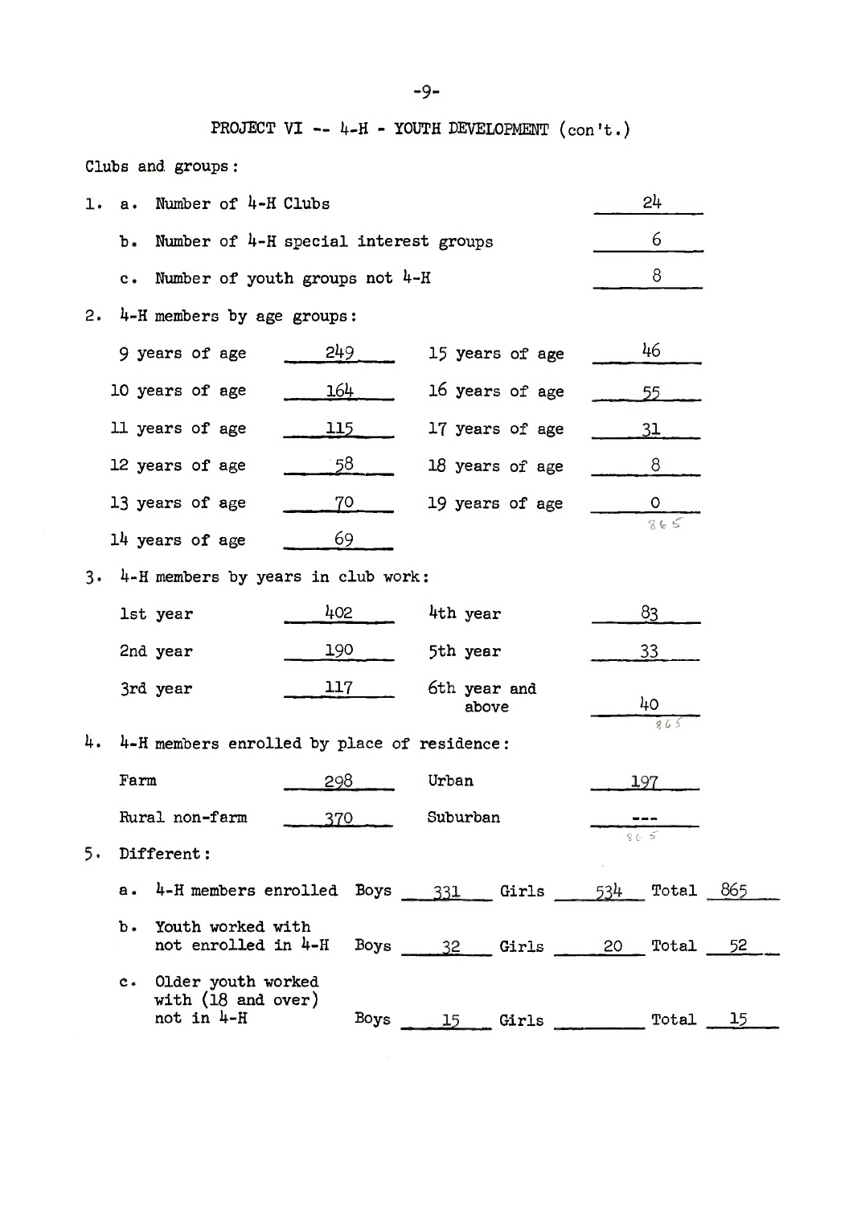## PROJECT VI -- 4-H - YOUTH DEVELOPMENT (con't.)

Clubs and groups:

1. a. Number of 4-H Clubs — 24

   b. Number of 4-H special interest groups — 6

   c. Number of youth groups not 4-H — 8

2. 4-H members by age groups:

| | | | |
|---|---|---|---|
| 9 years of age | 249 | 15 years of age | 46 |
| 10 years of age | 164 | 16 years of age | 55 |
| 11 years of age | 115 | 17 years of age | 31 |
| 12 years of age | 58 | 18 years of age | 8 |
| 13 years of age | 70 | 19 years of age | 0 |
| 14 years of age | 69 | | 865 |

3. 4-H members by years in club work:

| | | | |
|---|---|---|---|
| 1st year | 402 | 4th year | 83 |
| 2nd year | 190 | 5th year | 33 |
| 3rd year | 117 | 6th year and above | 40 |
| | | | 865 |

4. 4-H members enrolled by place of residence:

| | | | |
|---|---|---|---|
| Farm | 298 | Urban | 197 |
| Rural non-farm | 370 | Suburban | --- |
| | | | 865 |

5. Different:

| | Boys | Girls | Total |
|---|---|---|---|
| a. 4-H members enrolled | 331 | 534 | 865 |
| b. Youth worked with not enrolled in 4-H | 32 | 20 | 52 |
| c. Older youth worked with (18 and over) not in 4-H | 15 | | 15 |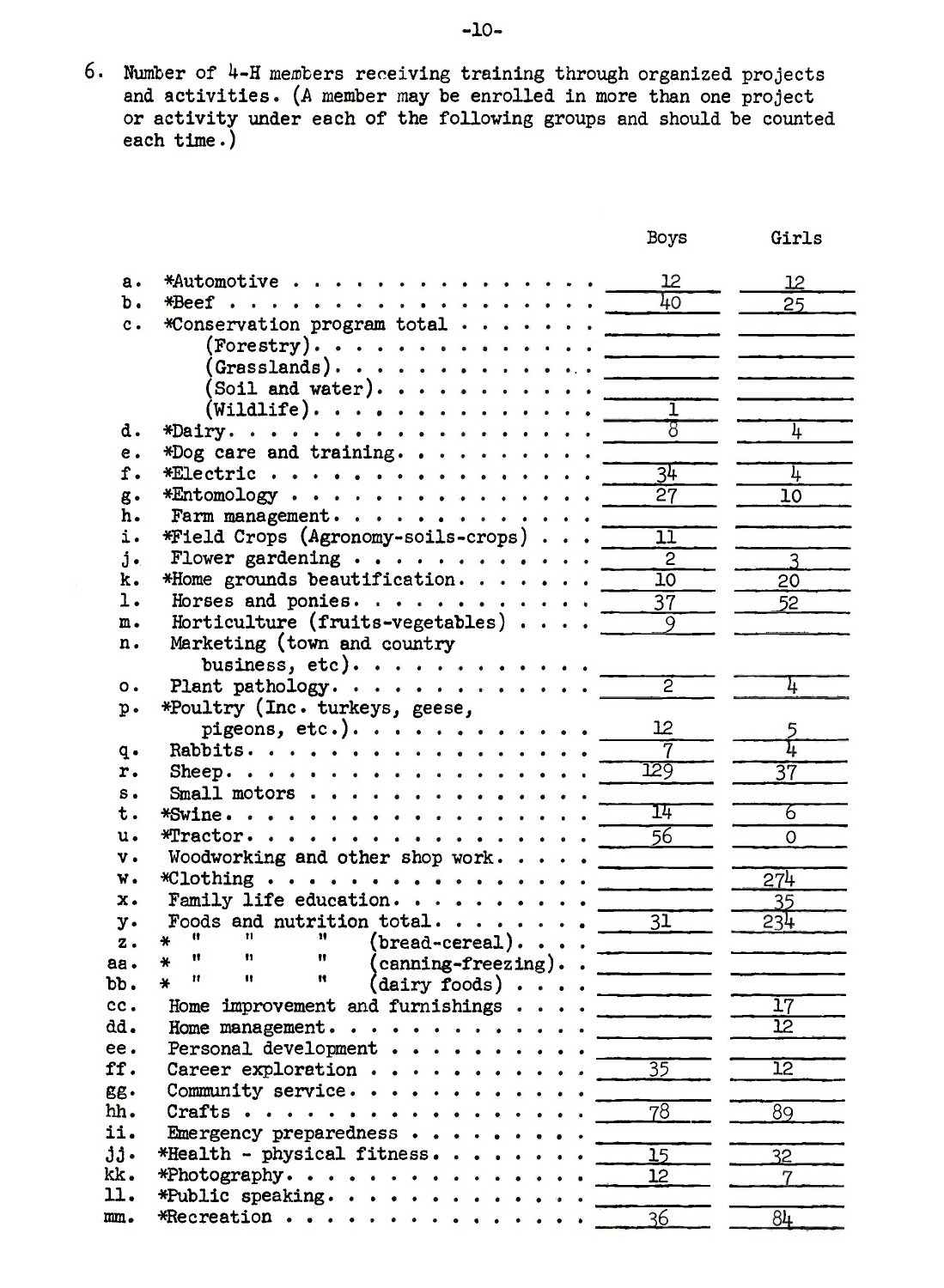6. Number of 4-H members receiving training through organized projects and activities. (A member may be enrolled in more than one project or activity under each of the following groups and should be counted each time.)

| | | Boys | Girls |
|---|---|---|---|
| a. | *Automotive | 12 | 12 |
| b. | *Beef | 40 | 25 |
| c. | *Conservation program total | | |
| | (Forestry) | | |
| | (Grasslands) | | |
| | (Soil and water) | | |
| | (Wildlife) | 1 | |
| d. | *Dairy | 8 | 4 |
| e. | *Dog care and training | | |
| f. | *Electric | 34 | 4 |
| g. | *Entomology | 27 | 10 |
| h. | Farm management | | |
| i. | *Field Crops (Agronomy-soils-crops) | 11 | |
| j. | Flower gardening | 2 | 3 |
| k. | *Home grounds beautification | 10 | 20 |
| l. | Horses and ponies | 37 | 52 |
| m. | Horticulture (fruits-vegetables) | 9 | |
| n. | Marketing (town and country business, etc) | | |
| o. | Plant pathology | 2 | 4 |
| p. | *Poultry (Inc. turkeys, geese, pigeons, etc.) | 12 | 5 |
| q. | Rabbits | 7 | 4 |
| r. | Sheep | 129 | 37 |
| s. | Small motors | | |
| t. | *Swine | 14 | 6 |
| u. | *Tractor | 56 | 0 |
| v. | Woodworking and other shop work | | |
| w. | *Clothing | | 274 |
| x. | Family life education | | 35 |
| y. | Foods and nutrition total | 31 | 234 |
| z. | * " " " (bread-cereal) | | |
| aa. | * " " " (canning-freezing) | | |
| bb. | * " " " (dairy foods) | | |
| cc. | Home improvement and furnishings | | 17 |
| dd. | Home management | | 12 |
| ee. | Personal development | | |
| ff. | Career exploration | 35 | 12 |
| gg. | Community service | | |
| hh. | Crafts | 78 | 89 |
| ii. | Emergency preparedness | | |
| jj. | *Health - physical fitness | 15 | 32 |
| kk. | *Photography | 12 | 7 |
| ll. | *Public speaking | | |
| mm. | *Recreation | 36 | 84 |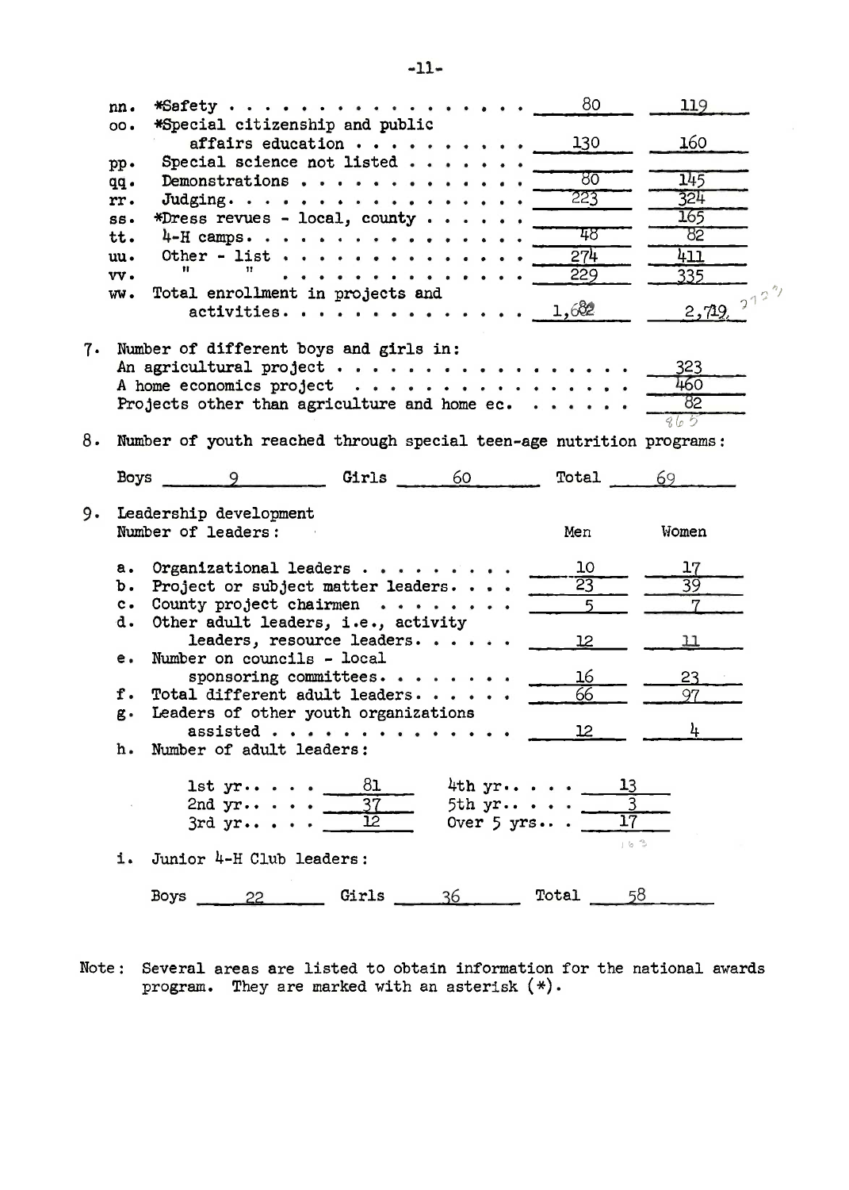| | | | |
|---|---|---|---|
| nn. | *Safety | 80 | 119 |
| oo. | *Special citizenship and public affairs education | 130 | 160 |
| pp. | Special science not listed | | |
| qq. | Demonstrations | 80 | 145 |
| rr. | Judging | 223 | 324 |
| ss. | *Dress revues - local, county | | 165 |
| tt. | 4-H camps | 48 | 82 |
| uu. | Other - list | 274 | 411 |
| vv. | " " | 229 | 335 |
| ww. | Total enrollment in projects and activities | 1,682 | 2,719, 2723 |

7. Number of different boys and girls in:

| | |
|---|---|
| An agricultural project | 323 |
| A home economics project | 460 |
| Projects other than agriculture and home ec. | 82 |
| | 865 |

8. Number of youth reached through special teen-age nutrition programs:

Boys 9 Girls 60 Total 69

9. Leadership development

Number of leaders:

| | | Men | Women |
|---|---|---|---|
| a. | Organizational leaders | 10 | 17 |
| b. | Project or subject matter leaders | 23 | 39 |
| c. | County project chairmen | 5 | 7 |
| d. | Other adult leaders, i.e., activity leaders, resource leaders | 12 | 11 |
| e. | Number on councils - local sponsoring committees | 16 | 23 |
| f. | Total different adult leaders | 66 | 97 |
| g. | Leaders of other youth organizations assisted | 12 | 4 |

h. Number of adult leaders:

| | | | |
|---|---|---|---|
| 1st yr. | 81 | 4th yr. | 13 |
| 2nd yr. | 37 | 5th yr. | 3 |
| 3rd yr. | 12 | Over 5 yrs. | 17 |
| | | | 163 |

i. Junior 4-H Club leaders:

Boys 22 Girls 36 Total 58

Note: Several areas are listed to obtain information for the national awards program. They are marked with an asterisk (*).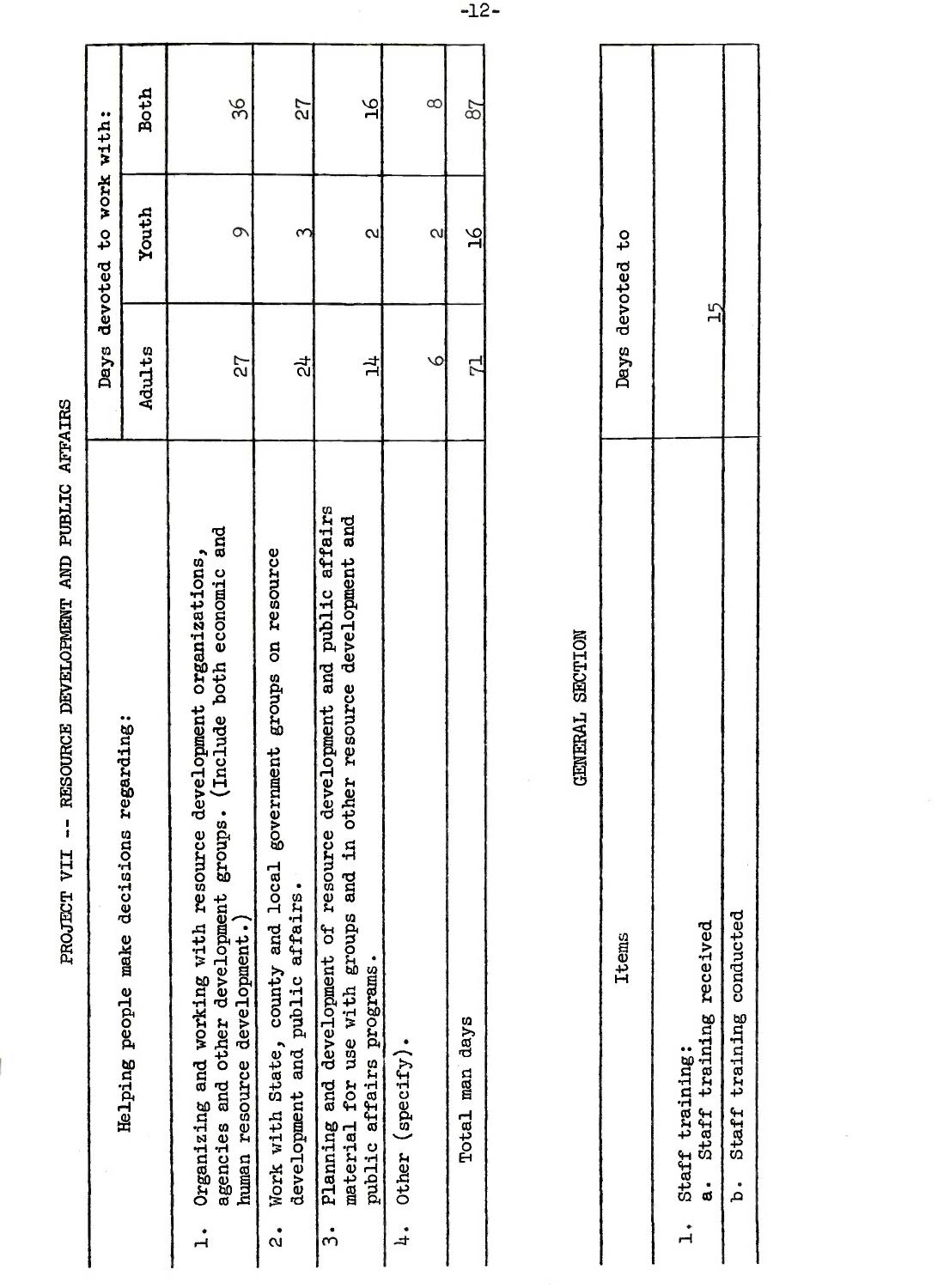## PROJECT VII -- RESOURCE DEVELOPMENT AND PUBLIC AFFAIRS

| Helping people make decisions regarding: | Days devoted to work with: | | |
|---|---|---|---|
| | Adults | Youth | Both |
| 1. Organizing and working with resource development organizations, agencies and other development groups. (Include both economic and human resource development.) | 27 | 9 | 36 |
| 2. Work with State, county and local government groups on resource development and public affairs. | 24 | 3 | 27 |
| 3. Planning and development of resource development and public affairs material for use with groups and in other resource development and public affairs programs. | 14 | 2 | 16 |
| 4. Other (specify). | 6 | 2 | 8 |
| Total man days | 71 | 16 | 87 |

## GENERAL SECTION

| Items | Days devoted to |
|---|---|
| 1. Staff training:<br>a. Staff training received | 15 |
| b. Staff training conducted | |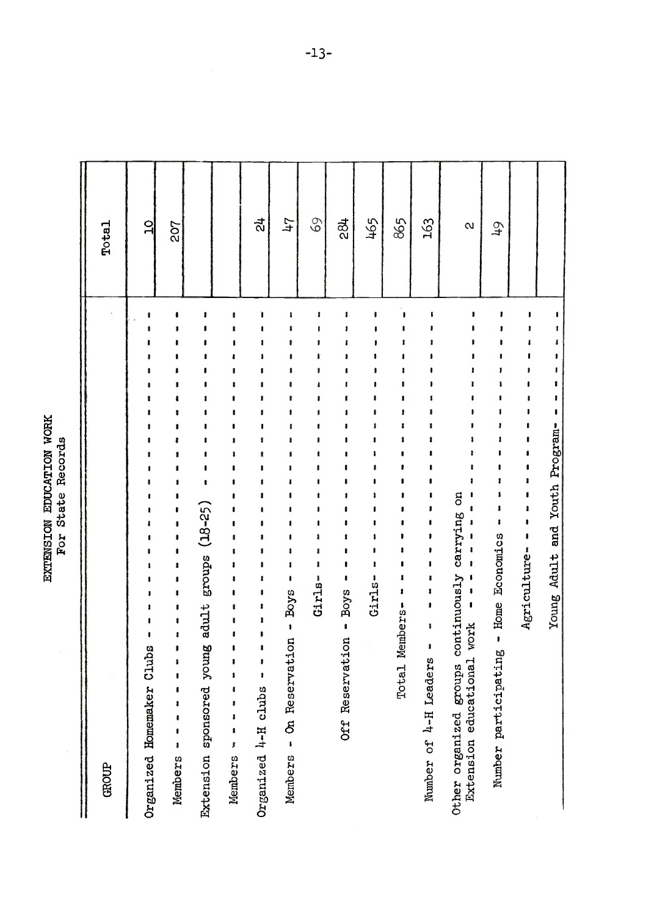# EXTENSION EDUCATION WORK
## For State Records

| GROUP | Total |
|---|---|
| Organized Homemaker Clubs | 10 |
| Members | 207 |
| Extension sponsored young adult groups (18-25) | |
| Members | |
| Organized 4-H clubs | 24 |
| Members - On Reservation - Boys | 47 |
| Girls | 69 |
| Off Reservation - Boys | 284 |
| Girls | 465 |
| Total Members | 865 |
| Number of 4-H Leaders | 163 |
| Other organized groups continuously carrying on Extension educational work | 2 |
| Number participating - Home Economics | 49 |
| Agriculture | |
| Young Adult and Youth Program | |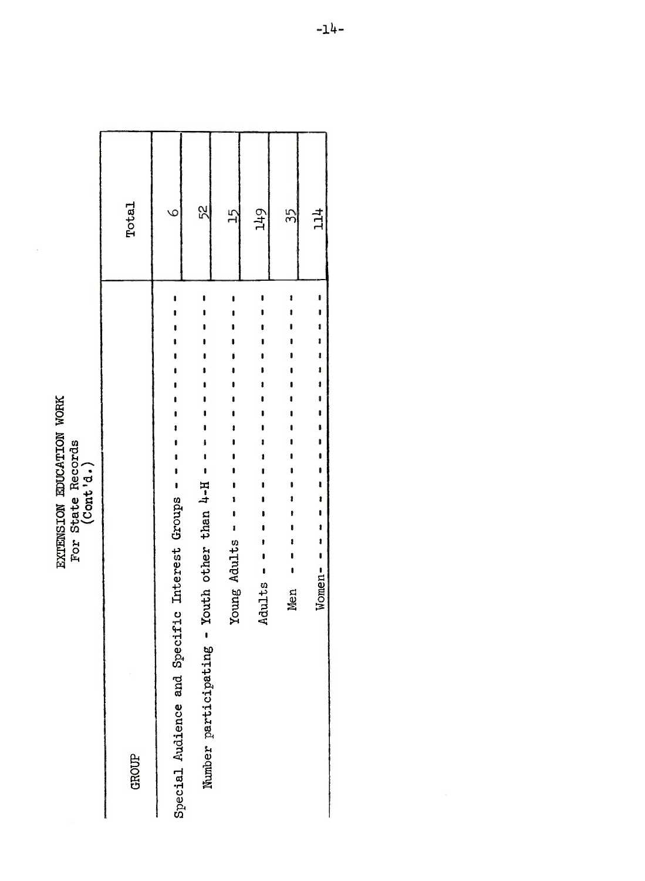# EXTENSION EDUCATION WORK

For State Records
(Cont'd.)

| GROUP | Total |
| --- | --- |
| Special Audience and Specific Interest Groups | 6 |
| Number participating - Youth other than 4-H | 52 |
| Young Adults | 15 |
| Adults | 149 |
| Men | 35 |
| Women | 114 |